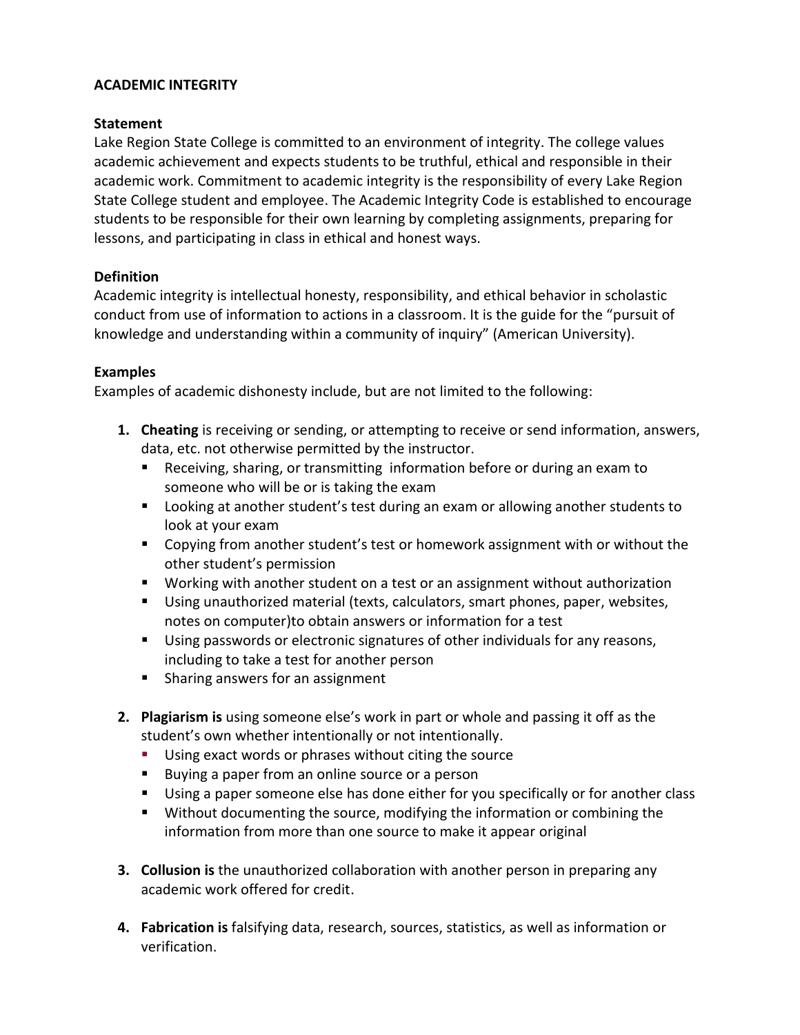# ACADEMIC INTEGRITY

## Statement

Lake Region State College is committed to an environment of integrity. The college values academic achievement and expects students to be truthful, ethical and responsible in their academic work. Commitment to academic integrity is the responsibility of every Lake Region State College student and employee. The Academic Integrity Code is established to encourage students to be responsible for their own learning by completing assignments, preparing for lessons, and participating in class in ethical and honest ways.

## Definition

Academic integrity is intellectual honesty, responsibility, and ethical behavior in scholastic conduct from use of information to actions in a classroom. It is the guide for the "pursuit of knowledge and understanding within a community of inquiry" (American University).

## Examples

Examples of academic dishonesty include, but are not limited to the following:

1. **Cheating** is receiving or sending, or attempting to receive or send information, answers, data, etc. not otherwise permitted by the instructor.
   - Receiving, sharing, or transmitting information before or during an exam to someone who will be or is taking the exam
   - Looking at another student's test during an exam or allowing another students to look at your exam
   - Copying from another student's test or homework assignment with or without the other student's permission
   - Working with another student on a test or an assignment without authorization
   - Using unauthorized material (texts, calculators, smart phones, paper, websites, notes on computer)to obtain answers or information for a test
   - Using passwords or electronic signatures of other individuals for any reasons, including to take a test for another person
   - Sharing answers for an assignment

2. **Plagiarism is** using someone else's work in part or whole and passing it off as the student's own whether intentionally or not intentionally.
   - Using exact words or phrases without citing the source
   - Buying a paper from an online source or a person
   - Using a paper someone else has done either for you specifically or for another class
   - Without documenting the source, modifying the information or combining the information from more than one source to make it appear original

3. **Collusion is** the unauthorized collaboration with another person in preparing any academic work offered for credit.

4. **Fabrication is** falsifying data, research, sources, statistics, as well as information or verification.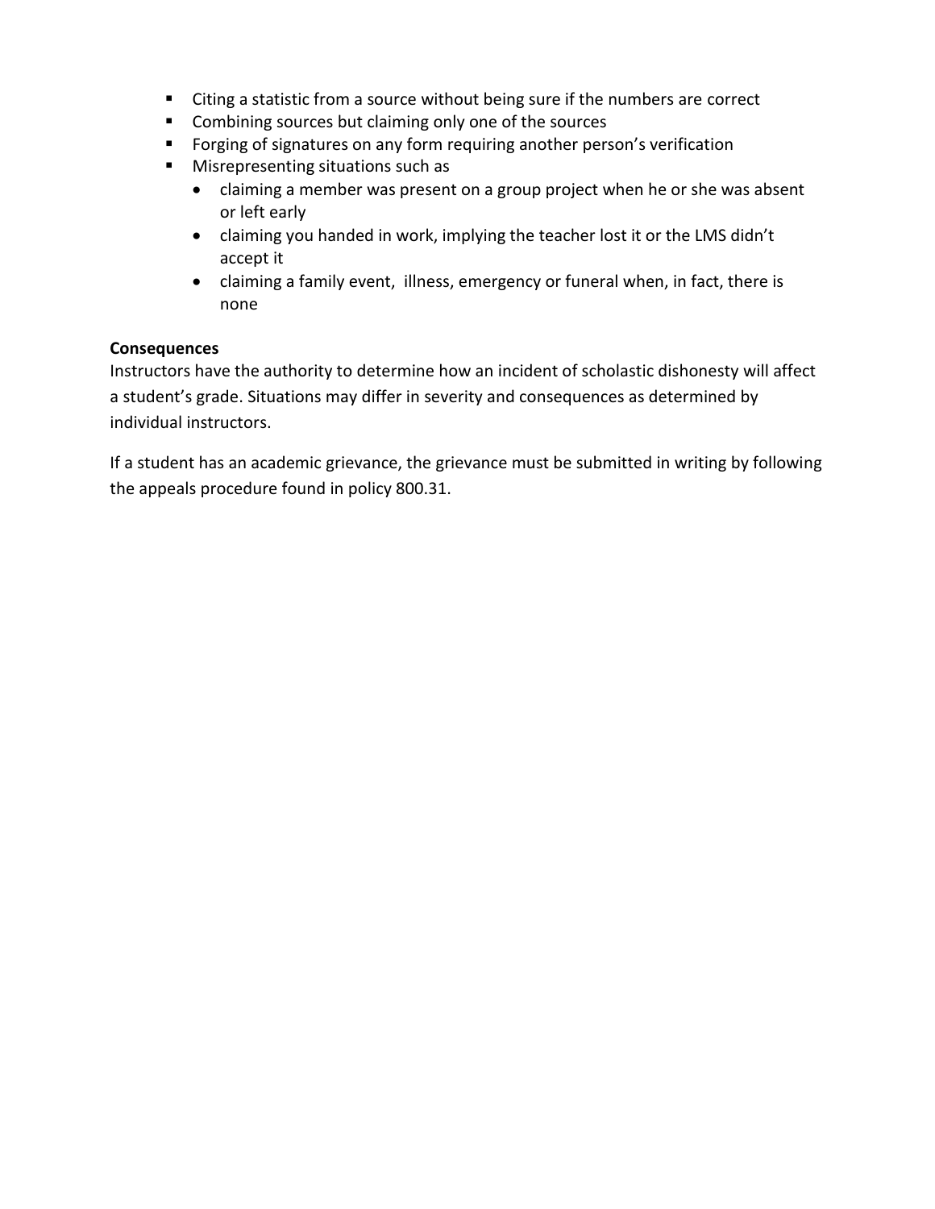- Citing a statistic from a source without being sure if the numbers are correct
- Combining sources but claiming only one of the sources
- Forging of signatures on any form requiring another person's verification
- Misrepresenting situations such as
  - claiming a member was present on a group project when he or she was absent or left early
  - claiming you handed in work, implying the teacher lost it or the LMS didn't accept it
  - claiming a family event, illness, emergency or funeral when, in fact, there is none

**Consequences**

Instructors have the authority to determine how an incident of scholastic dishonesty will affect a student's grade. Situations may differ in severity and consequences as determined by individual instructors.

If a student has an academic grievance, the grievance must be submitted in writing by following the appeals procedure found in policy 800.31.